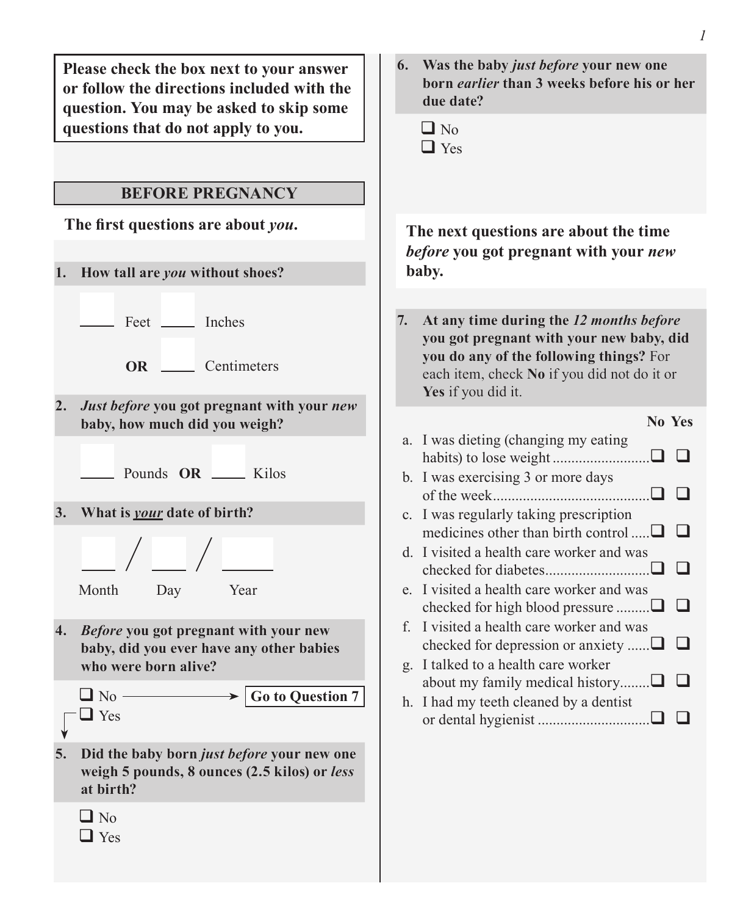**Please check the box next to your answer or follow the directions included with the question. You may be asked to skip some questions that do not apply to you.**

## BEFORE PREGNANCY

**The first questions are about *you*.**

**1. How tall are *you* without shoes?**

____ Feet ____ Inches

**OR** ____ Centimeters

**2. *Just before* you got pregnant with your *new* baby, how much did you weigh?**

____ Pounds **OR** ____ Kilos

**3. What is *your* date of birth?**

____ / ____ / ____

Month Day Year

**4. *Before* you got pregnant with your new baby, did you ever have any other babies who were born alive?**

- ❑ No → **Go to Question 7**
- ❑ Yes

**5. Did the baby born *just before* your new one weigh 5 pounds, 8 ounces (2.5 kilos) or *less* at birth?**

- ❑ No
- ❑ Yes

**6. Was the baby *just before* your new one born *earlier* than 3 weeks before his or her due date?**

- ❑ No
- ❑ Yes

**The next questions are about the time *before* you got pregnant with your *new* baby.**

**7. At any time during the *12 months before* you got pregnant with your new baby, did you do any of the following things?** For each item, check **No** if you did not do it or **Yes** if you did it.

| | No | Yes |
|---|---|---|
| a. I was dieting (changing my eating habits) to lose weight | ❑ | ❑ |
| b. I was exercising 3 or more days of the week | ❑ | ❑ |
| c. I was regularly taking prescription medicines other than birth control | ❑ | ❑ |
| d. I visited a health care worker and was checked for diabetes | ❑ | ❑ |
| e. I visited a health care worker and was checked for high blood pressure | ❑ | ❑ |
| f. I visited a health care worker and was checked for depression or anxiety | ❑ | ❑ |
| g. I talked to a health care worker about my family medical history | ❑ | ❑ |
| h. I had my teeth cleaned by a dentist or dental hygienist | ❑ | ❑ |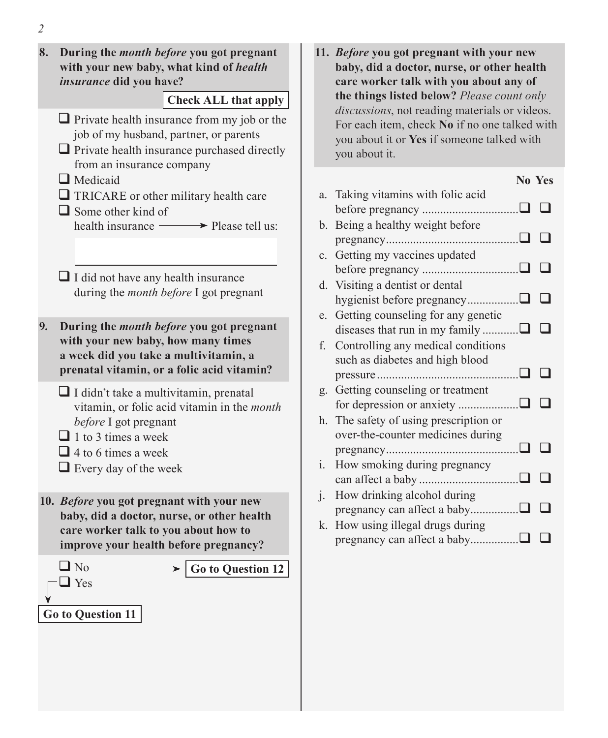**8. During the *month before* you got pregnant with your new baby, what kind of *health insurance* did you have?**

**Check ALL that apply**

- ❑ Private health insurance from my job or the job of my husband, partner, or parents
- ❑ Private health insurance purchased directly from an insurance company
- ❑ Medicaid
- ❑ TRICARE or other military health care
- ❑ Some other kind of health insurance → Please tell us: ____________________
- ❑ I did not have any health insurance during the *month before* I got pregnant

**9. During the *month before* you got pregnant with your new baby, how many times a week did you take a multivitamin, a prenatal vitamin, or a folic acid vitamin?**

- ❑ I didn't take a multivitamin, prenatal vitamin, or folic acid vitamin in the *month before* I got pregnant
- ❑ 1 to 3 times a week
- ❑ 4 to 6 times a week
- ❑ Every day of the week

**10. *Before* you got pregnant with your new baby, did a doctor, nurse, or other health care worker talk to you about how to improve your health before pregnancy?**

- ❑ No → **Go to Question 12**
- ❑ Yes → **Go to Question 11**

**11. *Before* you got pregnant with your new baby, did a doctor, nurse, or other health care worker talk with you about any of the things listed below?** *Please count only discussions*, not reading materials or videos. For each item, check **No** if no one talked with you about it or **Yes** if someone talked with you about it.

| | No | Yes |
|---|---|---|
| a. Taking vitamins with folic acid before pregnancy | ❑ | ❑ |
| b. Being a healthy weight before pregnancy | ❑ | ❑ |
| c. Getting my vaccines updated before pregnancy | ❑ | ❑ |
| d. Visiting a dentist or dental hygienist before pregnancy | ❑ | ❑ |
| e. Getting counseling for any genetic diseases that run in my family | ❑ | ❑ |
| f. Controlling any medical conditions such as diabetes and high blood pressure | ❑ | ❑ |
| g. Getting counseling or treatment for depression or anxiety | ❑ | ❑ |
| h. The safety of using prescription or over-the-counter medicines during pregnancy | ❑ | ❑ |
| i. How smoking during pregnancy can affect a baby | ❑ | ❑ |
| j. How drinking alcohol during pregnancy can affect a baby | ❑ | ❑ |
| k. How using illegal drugs during pregnancy can affect a baby | ❑ | ❑ |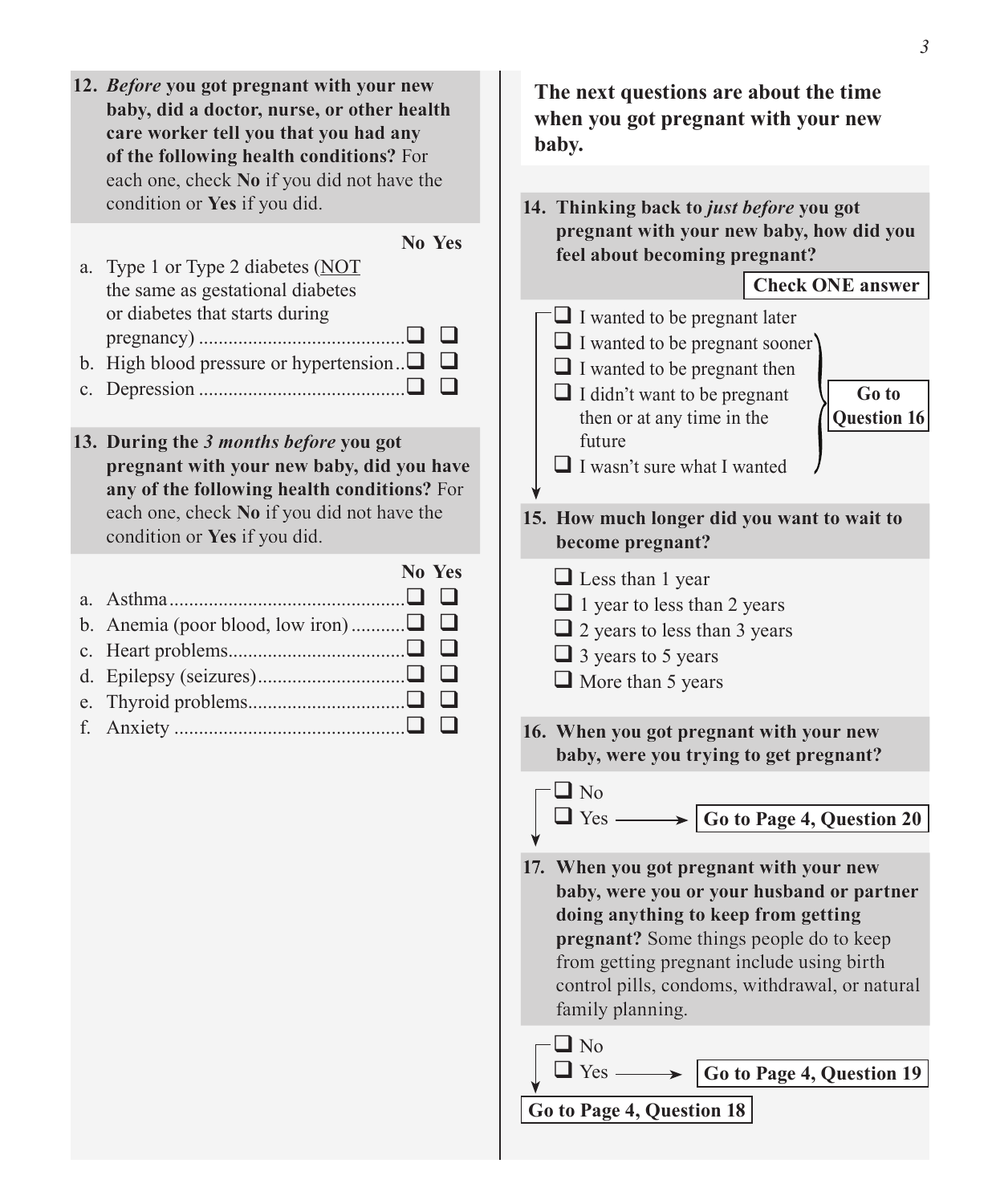**12. *Before* you got pregnant with your new baby, did a doctor, nurse, or other health care worker tell you that you had any of the following health conditions?** For each one, check **No** if you did not have the condition or **Yes** if you did.

| | No | Yes |
|---|---|---|
| a. Type 1 or Type 2 diabetes (NOT the same as gestational diabetes or diabetes that starts during pregnancy) | ❑ | ❑ |
| b. High blood pressure or hypertension | ❑ | ❑ |
| c. Depression | ❑ | ❑ |

**13. During the *3 months before* you got pregnant with your new baby, did you have any of the following health conditions?** For each one, check **No** if you did not have the condition or **Yes** if you did.

| | No | Yes |
|---|---|---|
| a. Asthma | ❑ | ❑ |
| b. Anemia (poor blood, low iron) | ❑ | ❑ |
| c. Heart problems | ❑ | ❑ |
| d. Epilepsy (seizures) | ❑ | ❑ |
| e. Thyroid problems | ❑ | ❑ |
| f. Anxiety | ❑ | ❑ |

**The next questions are about the time when you got pregnant with your new baby.**

**14. Thinking back to *just before* you got pregnant with your new baby, how did you feel about becoming pregnant?**

**Check ONE answer**

- ❑ I wanted to be pregnant later
- ❑ I wanted to be pregnant sooner → **Go to Question 16**
- ❑ I wanted to be pregnant then → **Go to Question 16**
- ❑ I didn't want to be pregnant then or at any time in the future → **Go to Question 16**
- ❑ I wasn't sure what I wanted → **Go to Question 16**

**15. How much longer did you want to wait to become pregnant?**

- ❑ Less than 1 year
- ❑ 1 year to less than 2 years
- ❑ 2 years to less than 3 years
- ❑ 3 years to 5 years
- ❑ More than 5 years

**16. When you got pregnant with your new baby, were you trying to get pregnant?**

- ❑ No
- ❑ Yes → **Go to Page 4, Question 20**

**17. When you got pregnant with your new baby, were you or your husband or partner doing anything to keep from getting pregnant?** Some things people do to keep from getting pregnant include using birth control pills, condoms, withdrawal, or natural family planning.

- ❑ No
- ❑ Yes → **Go to Page 4, Question 19**

**Go to Page 4, Question 18**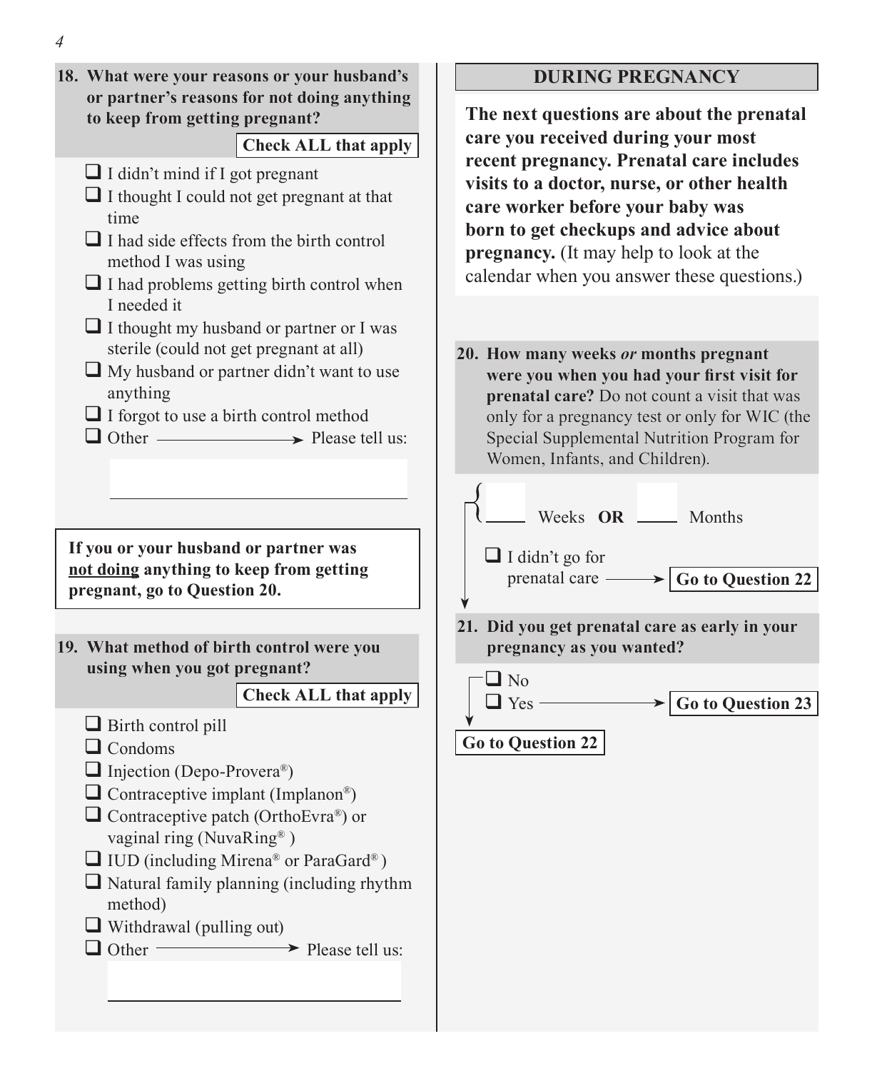**18. What were your reasons or your husband's or partner's reasons for not doing anything to keep from getting pregnant?**

**Check ALL that apply**

- ☐ I didn't mind if I got pregnant
- ☐ I thought I could not get pregnant at that time
- ☐ I had side effects from the birth control method I was using
- ☐ I had problems getting birth control when I needed it
- ☐ I thought my husband or partner or I was sterile (could not get pregnant at all)
- ☐ My husband or partner didn't want to use anything
- ☐ I forgot to use a birth control method
- ☐ Other → Please tell us: ______________________

**If you or your husband or partner was <u>not doing</u> anything to keep from getting pregnant, go to Question 20.**

**19. What method of birth control were you using when you got pregnant?**

**Check ALL that apply**

- ☐ Birth control pill
- ☐ Condoms
- ☐ Injection (Depo-Provera®)
- ☐ Contraceptive implant (Implanon®)
- ☐ Contraceptive patch (OrthoEvra®) or vaginal ring (NuvaRing®)
- ☐ IUD (including Mirena® or ParaGard®)
- ☐ Natural family planning (including rhythm method)
- ☐ Withdrawal (pulling out)
- ☐ Other → Please tell us: ______________________

## DURING PREGNANCY

**The next questions are about the prenatal care you received during your most recent pregnancy. Prenatal care includes visits to a doctor, nurse, or other health care worker before your baby was born to get checkups and advice about pregnancy.** (It may help to look at the calendar when you answer these questions.)

**20. How many weeks *or* months pregnant were you when you had your first visit for prenatal care?** Do not count a visit that was only for a pregnancy test or only for WIC (the Special Supplemental Nutrition Program for Women, Infants, and Children).

____ Weeks **OR** ____ Months

- ☐ I didn't go for prenatal care → **Go to Question 22**

**21. Did you get prenatal care as early in your pregnancy as you wanted?**

- ☐ No → **Go to Question 22**
- ☐ Yes → **Go to Question 23**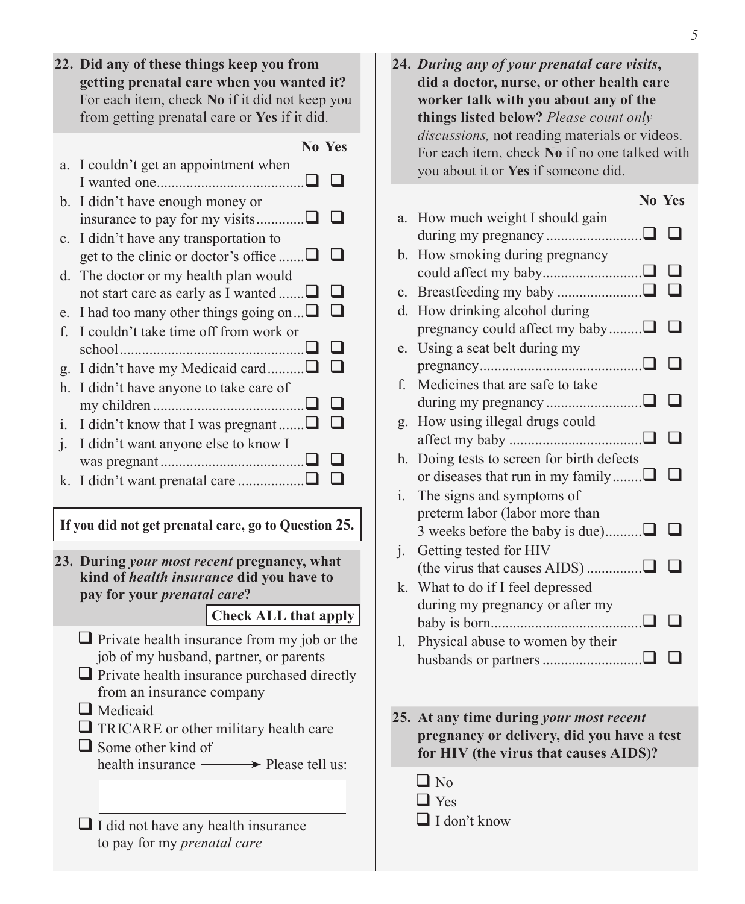**22. Did any of these things keep you from getting prenatal care when you wanted it?** For each item, check **No** if it did not keep you from getting prenatal care or **Yes** if it did.

| | No | Yes |
|---|---|---|
| a. I couldn't get an appointment when I wanted one | ❑ | ❑ |
| b. I didn't have enough money or insurance to pay for my visits | ❑ | ❑ |
| c. I didn't have any transportation to get to the clinic or doctor's office | ❑ | ❑ |
| d. The doctor or my health plan would not start care as early as I wanted | ❑ | ❑ |
| e. I had too many other things going on | ❑ | ❑ |
| f. I couldn't take time off from work or school | ❑ | ❑ |
| g. I didn't have my Medicaid card | ❑ | ❑ |
| h. I didn't have anyone to take care of my children | ❑ | ❑ |
| i. I didn't know that I was pregnant | ❑ | ❑ |
| j. I didn't want anyone else to know I was pregnant | ❑ | ❑ |
| k. I didn't want prenatal care | ❑ | ❑ |

**If you did not get prenatal care, go to Question 25.**

**23. During *your most recent* pregnancy, what kind of *health insurance* did you have to pay for your *prenatal care*?**

**Check ALL that apply**

- ❑ Private health insurance from my job or the job of my husband, partner, or parents
- ❑ Private health insurance purchased directly from an insurance company
- ❑ Medicaid
- ❑ TRICARE or other military health care
- ❑ Some other kind of health insurance → Please tell us: ____________
- ❑ I did not have any health insurance to pay for my *prenatal care*

**24. *During any of your prenatal care visits*, did a doctor, nurse, or other health care worker talk with you about any of the things listed below?** *Please count only discussions,* not reading materials or videos. For each item, check **No** if no one talked with you about it or **Yes** if someone did.

| | No | Yes |
|---|---|---|
| a. How much weight I should gain during my pregnancy | ❑ | ❑ |
| b. How smoking during pregnancy could affect my baby | ❑ | ❑ |
| c. Breastfeeding my baby | ❑ | ❑ |
| d. How drinking alcohol during pregnancy could affect my baby | ❑ | ❑ |
| e. Using a seat belt during my pregnancy | ❑ | ❑ |
| f. Medicines that are safe to take during my pregnancy | ❑ | ❑ |
| g. How using illegal drugs could affect my baby | ❑ | ❑ |
| h. Doing tests to screen for birth defects or diseases that run in my family | ❑ | ❑ |
| i. The signs and symptoms of preterm labor (labor more than 3 weeks before the baby is due) | ❑ | ❑ |
| j. Getting tested for HIV (the virus that causes AIDS) | ❑ | ❑ |
| k. What to do if I feel depressed during my pregnancy or after my baby is born | ❑ | ❑ |
| l. Physical abuse to women by their husbands or partners | ❑ | ❑ |

**25. At any time during *your most recent* pregnancy or delivery, did you have a test for HIV (the virus that causes AIDS)?**

- ❑ No
- ❑ Yes
- ❑ I don't know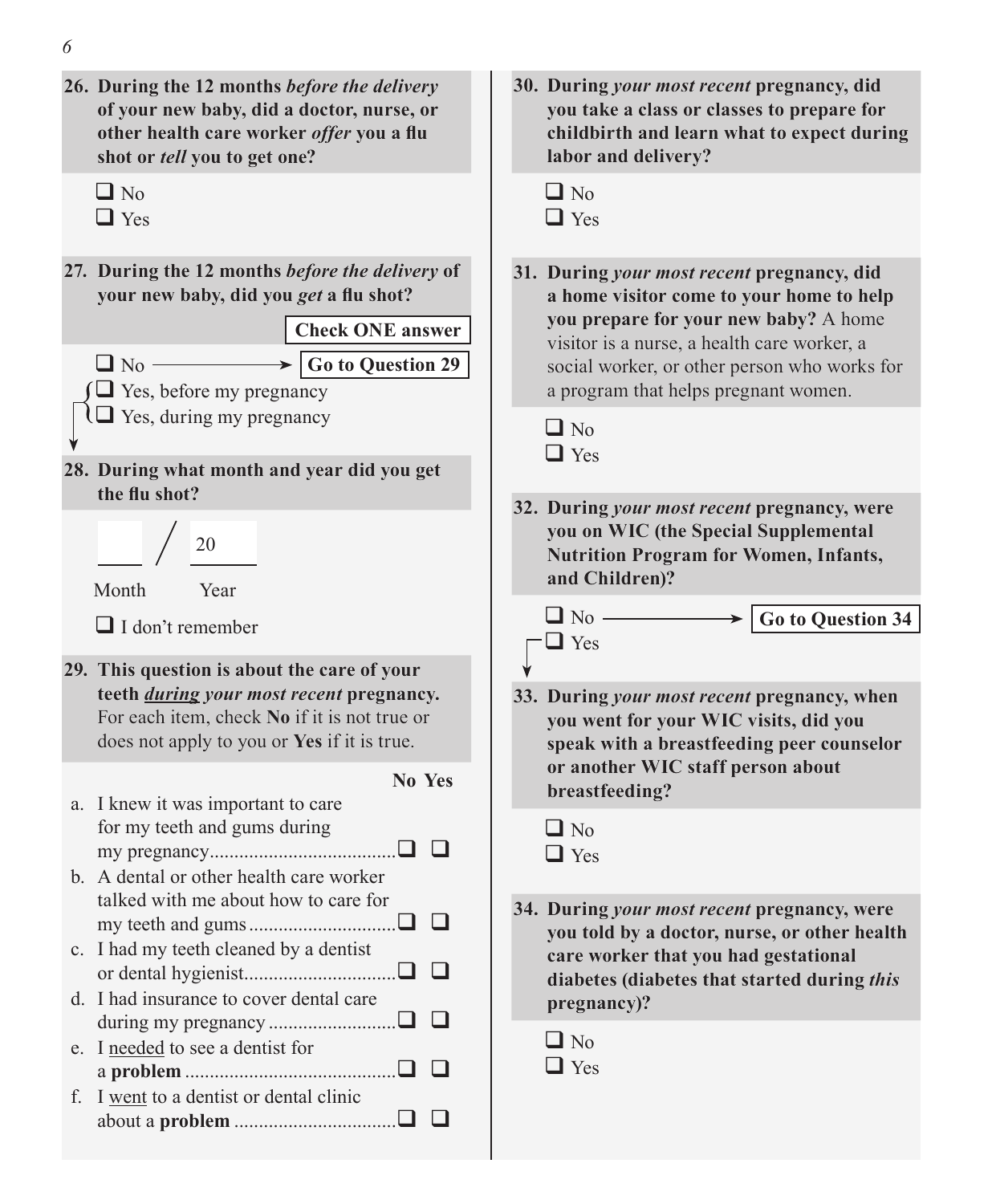**26. During the 12 months *before the delivery* of your new baby, did a doctor, nurse, or other health care worker *offer* you a flu shot or *tell* you to get one?**

- ❑ No
- ❑ Yes

**27. During the 12 months *before the delivery* of your new baby, did you *get* a flu shot?**

**Check ONE answer**

- ❑ No → **Go to Question 29**
- ❑ Yes, before my pregnancy
- ❑ Yes, during my pregnancy

**28. During what month and year did you get the flu shot?**

\_\_\_ / 20\_\_\_

Month Year

- ❑ I don't remember

**29. This question is about the care of your teeth *<u>during</u> your most recent* pregnancy.** For each item, check **No** if it is not true or does not apply to you or **Yes** if it is true.

| | No | Yes |
|---|---|---|
| a. I knew it was important to care for my teeth and gums during my pregnancy | ❑ | ❑ |
| b. A dental or other health care worker talked with me about how to care for my teeth and gums | ❑ | ❑ |
| c. I had my teeth cleaned by a dentist or dental hygienist | ❑ | ❑ |
| d. I had insurance to cover dental care during my pregnancy | ❑ | ❑ |
| e. I <u>needed</u> to see a dentist for a **problem** | ❑ | ❑ |
| f. I <u>went</u> to a dentist or dental clinic about a **problem** | ❑ | ❑ |

**30. During *your most recent* pregnancy, did you take a class or classes to prepare for childbirth and learn what to expect during labor and delivery?**

- ❑ No
- ❑ Yes

**31. During *your most recent* pregnancy, did a home visitor come to your home to help you prepare for your new baby?** A home visitor is a nurse, a health care worker, a social worker, or other person who works for a program that helps pregnant women.

- ❑ No
- ❑ Yes

**32. During *your most recent* pregnancy, were you on WIC (the Special Supplemental Nutrition Program for Women, Infants, and Children)?**

- ❑ No → **Go to Question 34**
- ❑ Yes

**33. During *your most recent* pregnancy, when you went for your WIC visits, did you speak with a breastfeeding peer counselor or another WIC staff person about breastfeeding?**

- ❑ No
- ❑ Yes

**34. During *your most recent* pregnancy, were you told by a doctor, nurse, or other health care worker that you had gestational diabetes (diabetes that started during *this* pregnancy)?**

- ❑ No
- ❑ Yes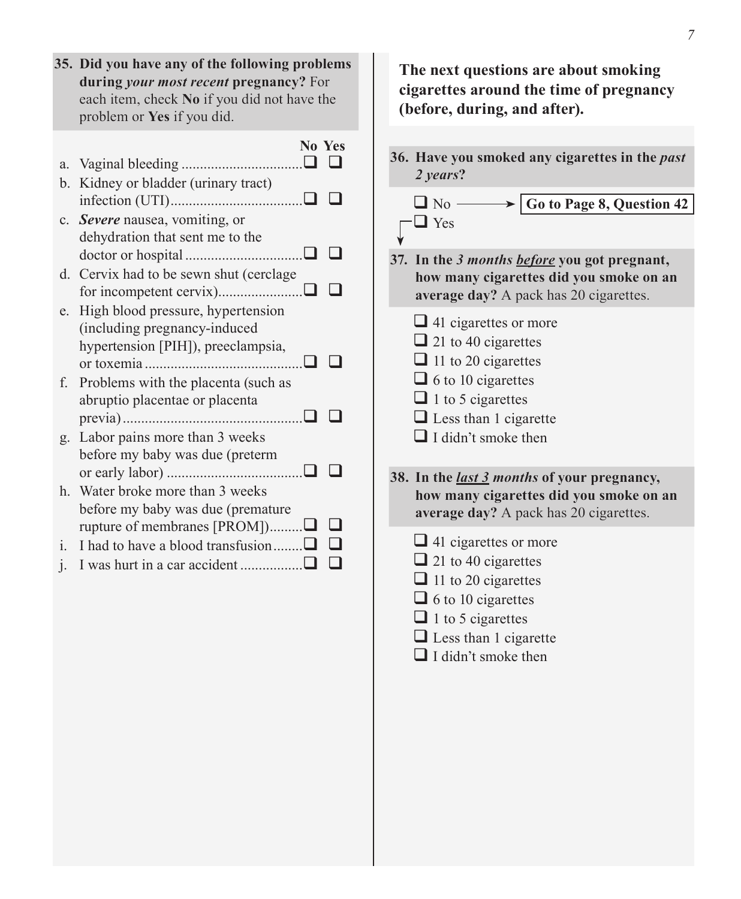**35. Did you have any of the following problems during *your most recent* pregnancy?** For each item, check **No** if you did not have the problem or **Yes** if you did.

| | No | Yes |
|---|---|---|
| a. Vaginal bleeding | ❑ | ❑ |
| b. Kidney or bladder (urinary tract) infection (UTI) | ❑ | ❑ |
| c. ***Severe*** nausea, vomiting, or dehydration that sent me to the doctor or hospital | ❑ | ❑ |
| d. Cervix had to be sewn shut (cerclage for incompetent cervix) | ❑ | ❑ |
| e. High blood pressure, hypertension (including pregnancy-induced hypertension [PIH]), preeclampsia, or toxemia | ❑ | ❑ |
| f. Problems with the placenta (such as abruptio placentae or placenta previa) | ❑ | ❑ |
| g. Labor pains more than 3 weeks before my baby was due (preterm or early labor) | ❑ | ❑ |
| h. Water broke more than 3 weeks before my baby was due (premature rupture of membranes [PROM]) | ❑ | ❑ |
| i. I had to have a blood transfusion | ❑ | ❑ |
| j. I was hurt in a car accident | ❑ | ❑ |

**The next questions are about smoking cigarettes around the time of pregnancy (before, during, and after).**

**36. Have you smoked any cigarettes in the *past 2 years*?**

- ❑ No → **Go to Page 8, Question 42**
- ❑ Yes

**37. In the *3 months <u>before</u>* you got pregnant, how many cigarettes did you smoke on an average day?** A pack has 20 cigarettes.

- ❑ 41 cigarettes or more
- ❑ 21 to 40 cigarettes
- ❑ 11 to 20 cigarettes
- ❑ 6 to 10 cigarettes
- ❑ 1 to 5 cigarettes
- ❑ Less than 1 cigarette
- ❑ I didn't smoke then

**38. In the *<u>last 3</u> months* of your pregnancy, how many cigarettes did you smoke on an average day?** A pack has 20 cigarettes.

- ❑ 41 cigarettes or more
- ❑ 21 to 40 cigarettes
- ❑ 11 to 20 cigarettes
- ❑ 6 to 10 cigarettes
- ❑ 1 to 5 cigarettes
- ❑ Less than 1 cigarette
- ❑ I didn't smoke then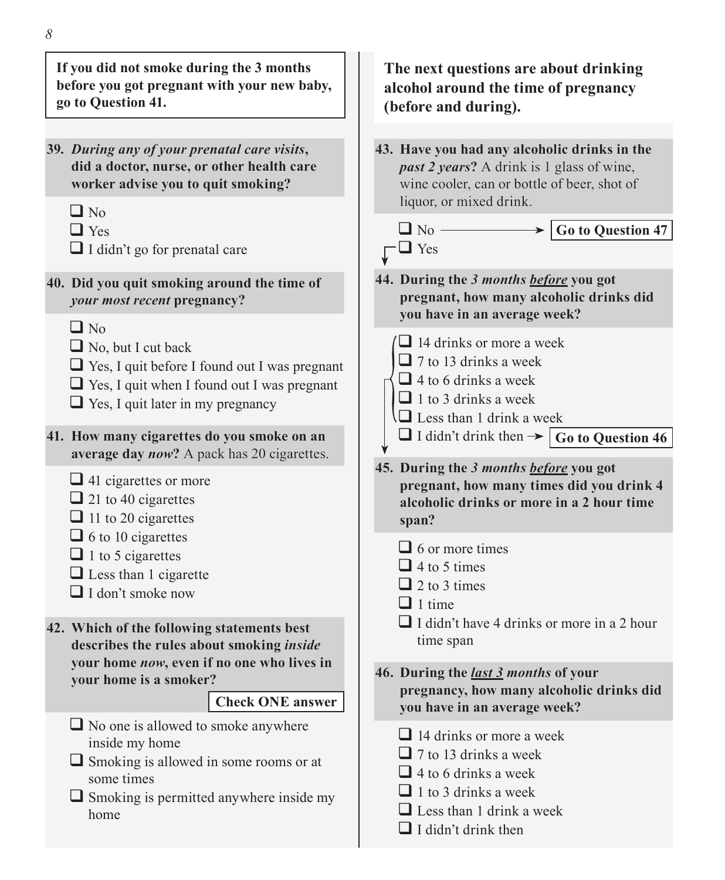**If you did not smoke during the 3 months before you got pregnant with your new baby, go to Question 41.**

**39.** ***During any of your prenatal care visits*, did a doctor, nurse, or other health care worker advise you to quit smoking?**

- ☐ No
- ☐ Yes
- ☐ I didn't go for prenatal care

**40. Did you quit smoking around the time of *your most recent* pregnancy?**

- ☐ No
- ☐ No, but I cut back
- ☐ Yes, I quit before I found out I was pregnant
- ☐ Yes, I quit when I found out I was pregnant
- ☐ Yes, I quit later in my pregnancy

**41. How many cigarettes do you smoke on an average day *now*?** A pack has 20 cigarettes.

- ☐ 41 cigarettes or more
- ☐ 21 to 40 cigarettes
- ☐ 11 to 20 cigarettes
- ☐ 6 to 10 cigarettes
- ☐ 1 to 5 cigarettes
- ☐ Less than 1 cigarette
- ☐ I don't smoke now

**42. Which of the following statements best describes the rules about smoking *inside* your home *now*, even if no one who lives in your home is a smoker?**

**Check ONE answer**

- ☐ No one is allowed to smoke anywhere inside my home
- ☐ Smoking is allowed in some rooms or at some times
- ☐ Smoking is permitted anywhere inside my home

## The next questions are about drinking alcohol around the time of pregnancy (before and during).

**43. Have you had any alcoholic drinks in the *past 2 years*?** A drink is 1 glass of wine, wine cooler, can or bottle of beer, shot of liquor, or mixed drink.

- ☐ No → **Go to Question 47**
- ☐ Yes

**44. During the *3 months before* you got pregnant, how many alcoholic drinks did you have in an average week?**

- ☐ 14 drinks or more a week
- ☐ 7 to 13 drinks a week
- ☐ 4 to 6 drinks a week
- ☐ 1 to 3 drinks a week
- ☐ Less than 1 drink a week
- ☐ I didn't drink then → **Go to Question 46**

**45. During the *3 months before* you got pregnant, how many times did you drink 4 alcoholic drinks or more in a 2 hour time span?**

- ☐ 6 or more times
- ☐ 4 to 5 times
- ☐ 2 to 3 times
- ☐ 1 time
- ☐ I didn't have 4 drinks or more in a 2 hour time span

**46. During the *last 3 months* of your pregnancy, how many alcoholic drinks did you have in an average week?**

- ☐ 14 drinks or more a week
- ☐ 7 to 13 drinks a week
- ☐ 4 to 6 drinks a week
- ☐ 1 to 3 drinks a week
- ☐ Less than 1 drink a week
- ☐ I didn't drink then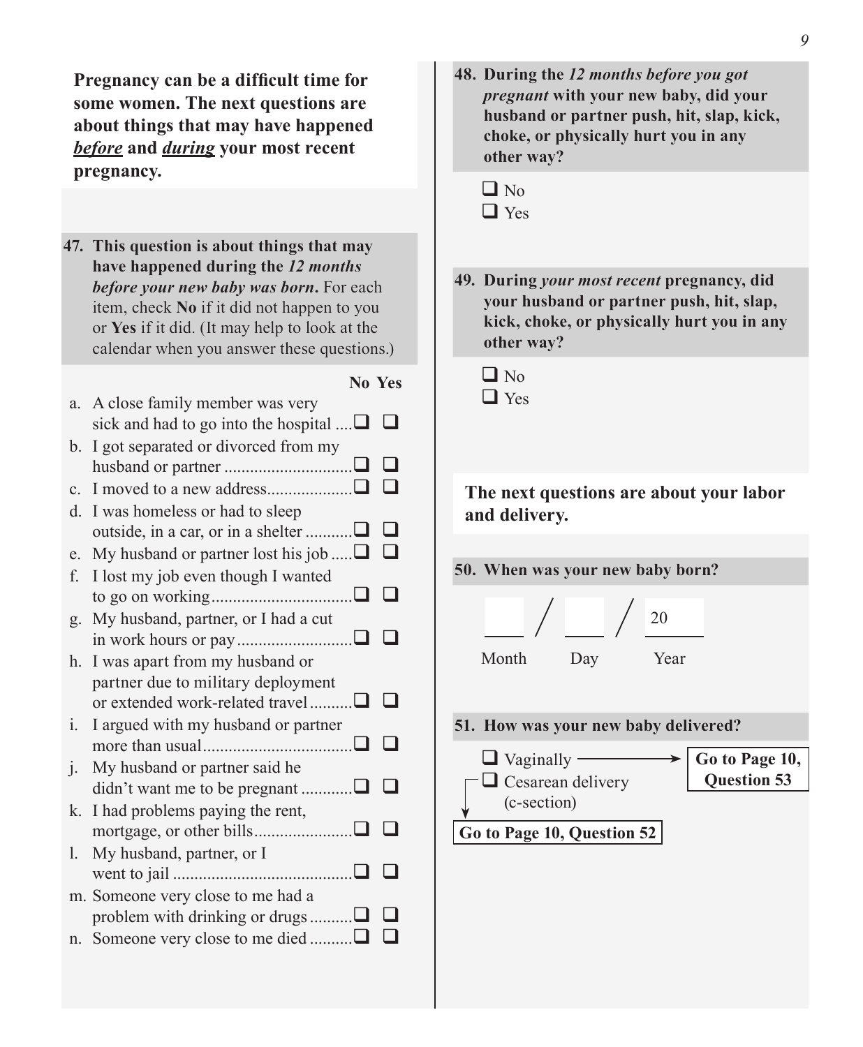**Pregnancy can be a difficult time for some women. The next questions are about things that may have happened *before* and *during* your most recent pregnancy.**

**47. This question is about things that may have happened during the *12 months before your new baby was born*.** For each item, check **No** if it did not happen to you or **Yes** if it did. (It may help to look at the calendar when you answer these questions.)

| | No | Yes |
|---|---|---|
| a. A close family member was very sick and had to go into the hospital | ☐ | ☐ |
| b. I got separated or divorced from my husband or partner | ☐ | ☐ |
| c. I moved to a new address | ☐ | ☐ |
| d. I was homeless or had to sleep outside, in a car, or in a shelter | ☐ | ☐ |
| e. My husband or partner lost his job | ☐ | ☐ |
| f. I lost my job even though I wanted to go on working | ☐ | ☐ |
| g. My husband, partner, or I had a cut in work hours or pay | ☐ | ☐ |
| h. I was apart from my husband or partner due to military deployment or extended work-related travel | ☐ | ☐ |
| i. I argued with my husband or partner more than usual | ☐ | ☐ |
| j. My husband or partner said he didn't want me to be pregnant | ☐ | ☐ |
| k. I had problems paying the rent, mortgage, or other bills | ☐ | ☐ |
| l. My husband, partner, or I went to jail | ☐ | ☐ |
| m. Someone very close to me had a problem with drinking or drugs | ☐ | ☐ |
| n. Someone very close to me died | ☐ | ☐ |

**48. During the *12 months before you got pregnant* with your new baby, did your husband or partner push, hit, slap, kick, choke, or physically hurt you in any other way?**

☐ No
☐ Yes

**49. During *your most recent* pregnancy, did your husband or partner push, hit, slap, kick, choke, or physically hurt you in any other way?**

☐ No
☐ Yes

**The next questions are about your labor and delivery.**

**50. When was your new baby born?**

____ / ____ / 20____
Month / Day / Year

**51. How was your new baby delivered?**

☐ Vaginally → **Go to Page 10, Question 53**
☐ Cesarean delivery (c-section) → **Go to Page 10, Question 52**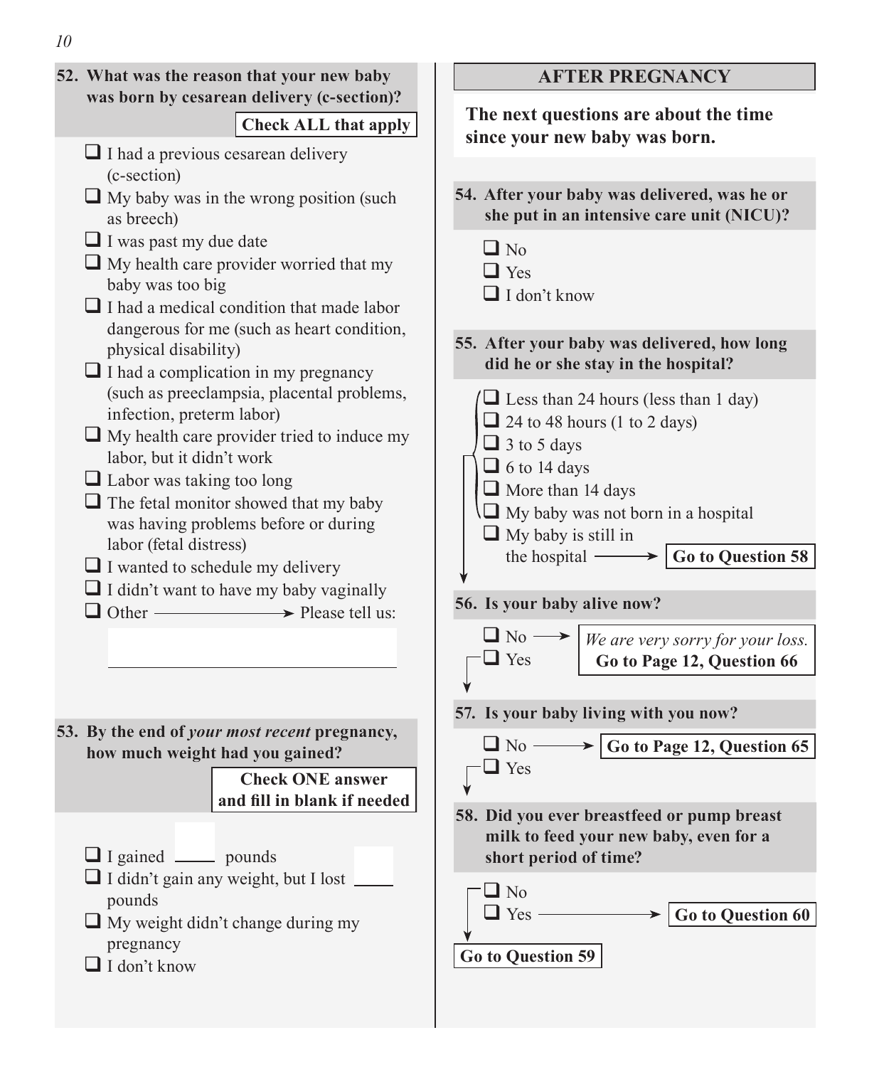**52. What was the reason that your new baby was born by cesarean delivery (c-section)?**

**Check ALL that apply**

- ☐ I had a previous cesarean delivery (c-section)
- ☐ My baby was in the wrong position (such as breech)
- ☐ I was past my due date
- ☐ My health care provider worried that my baby was too big
- ☐ I had a medical condition that made labor dangerous for me (such as heart condition, physical disability)
- ☐ I had a complication in my pregnancy (such as preeclampsia, placental problems, infection, preterm labor)
- ☐ My health care provider tried to induce my labor, but it didn't work
- ☐ Labor was taking too long
- ☐ The fetal monitor showed that my baby was having problems before or during labor (fetal distress)
- ☐ I wanted to schedule my delivery
- ☐ I didn't want to have my baby vaginally
- ☐ Other → Please tell us: ______

**53. By the end of *your most recent* pregnancy, how much weight had you gained?**

**Check ONE answer and fill in blank if needed**

- ☐ I gained _____ pounds
- ☐ I didn't gain any weight, but I lost _____ pounds
- ☐ My weight didn't change during my pregnancy
- ☐ I don't know

## AFTER PREGNANCY

**The next questions are about the time since your new baby was born.**

**54. After your baby was delivered, was he or she put in an intensive care unit (NICU)?**

- ☐ No
- ☐ Yes
- ☐ I don't know

**55. After your baby was delivered, how long did he or she stay in the hospital?**

- ☐ Less than 24 hours (less than 1 day)
- ☐ 24 to 48 hours (1 to 2 days)
- ☐ 3 to 5 days
- ☐ 6 to 14 days
- ☐ More than 14 days
- ☐ My baby was not born in a hospital
- ☐ My baby is still in the hospital → **Go to Question 58**

**56. Is your baby alive now?**

- ☐ No → *We are very sorry for your loss.* **Go to Page 12, Question 66**
- ☐ Yes

**57. Is your baby living with you now?**

- ☐ No → **Go to Page 12, Question 65**
- ☐ Yes

**58. Did you ever breastfeed or pump breast milk to feed your new baby, even for a short period of time?**

- ☐ No
- ☐ Yes → **Go to Question 60**

**Go to Question 59**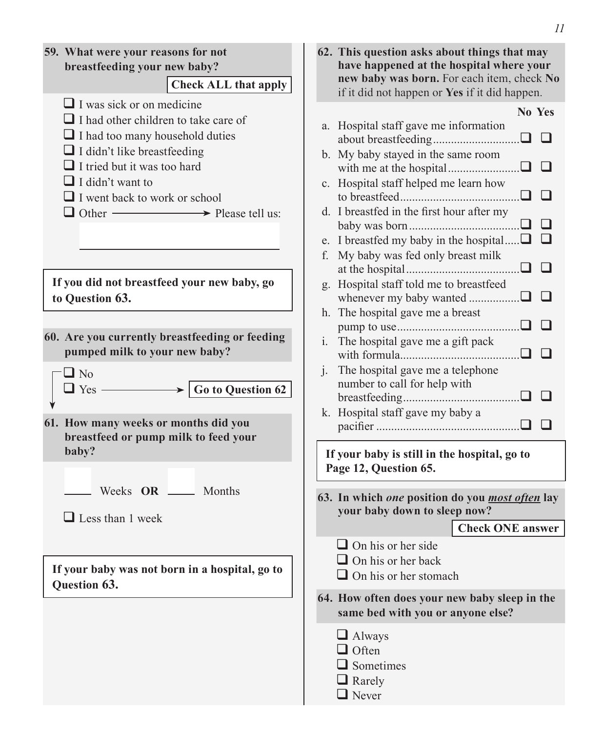**59. What were your reasons for not breastfeeding your new baby?**

**Check ALL that apply**

- ❑ I was sick or on medicine
- ❑ I had other children to take care of
- ❑ I had too many household duties
- ❑ I didn't like breastfeeding
- ❑ I tried but it was too hard
- ❑ I didn't want to
- ❑ I went back to work or school
- ❑ Other ⟶ Please tell us: ______________________

**If you did not breastfeed your new baby, go to Question 63.**

**60. Are you currently breastfeeding or feeding pumped milk to your new baby?**

- ❑ No
- ❑ Yes ⟶ **Go to Question 62**

**61. How many weeks or months did you breastfeed or pump milk to feed your baby?**

_____ Weeks **OR** _____ Months

- ❑ Less than 1 week

**If your baby was not born in a hospital, go to Question 63.**

**62. This question asks about things that may have happened at the hospital where your new baby was born.** For each item, check **No** if it did not happen or **Yes** if it did happen.

| | **No** | **Yes** |
|---|---|---|
| a. Hospital staff gave me information about breastfeeding | ❑ | ❑ |
| b. My baby stayed in the same room with me at the hospital | ❑ | ❑ |
| c. Hospital staff helped me learn how to breastfeed | ❑ | ❑ |
| d. I breastfed in the first hour after my baby was born | ❑ | ❑ |
| e. I breastfed my baby in the hospital | ❑ | ❑ |
| f. My baby was fed only breast milk at the hospital | ❑ | ❑ |
| g. Hospital staff told me to breastfeed whenever my baby wanted | ❑ | ❑ |
| h. The hospital gave me a breast pump to use | ❑ | ❑ |
| i. The hospital gave me a gift pack with formula | ❑ | ❑ |
| j. The hospital gave me a telephone number to call for help with breastfeeding | ❑ | ❑ |
| k. Hospital staff gave my baby a pacifier | ❑ | ❑ |

**If your baby is still in the hospital, go to Page 12, Question 65.**

**63. In which *one* position do you *most often* lay your baby down to sleep now?**

**Check ONE answer**

- ❑ On his or her side
- ❑ On his or her back
- ❑ On his or her stomach

**64. How often does your new baby sleep in the same bed with you or anyone else?**

- ❑ Always
- ❑ Often
- ❑ Sometimes
- ❑ Rarely
- ❑ Never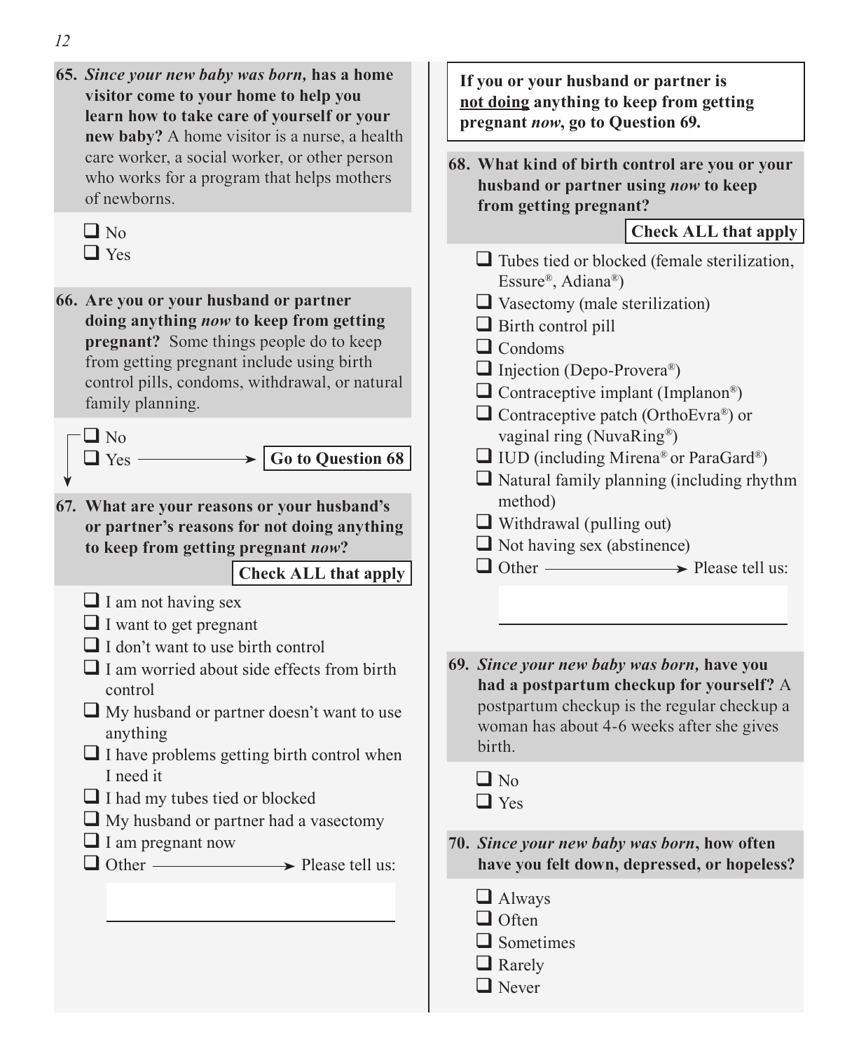**65.** ***Since your new baby was born,*** **has a home visitor come to your home to help you learn how to take care of yourself or your new baby?** A home visitor is a nurse, a health care worker, a social worker, or other person who works for a program that helps mothers of newborns.

- ☐ No
- ☐ Yes

**66. Are you or your husband or partner doing anything** ***now*** **to keep from getting pregnant?** Some things people do to keep from getting pregnant include using birth control pills, condoms, withdrawal, or natural family planning.

- ☐ No
- ☐ Yes → **Go to Question 68**

**67. What are your reasons or your husband's or partner's reasons for not doing anything to keep from getting pregnant** ***now*****?**

**Check ALL that apply**

- ☐ I am not having sex
- ☐ I want to get pregnant
- ☐ I don't want to use birth control
- ☐ I am worried about side effects from birth control
- ☐ My husband or partner doesn't want to use anything
- ☐ I have problems getting birth control when I need it
- ☐ I had my tubes tied or blocked
- ☐ My husband or partner had a vasectomy
- ☐ I am pregnant now
- ☐ Other → Please tell us: ____________________

**If you or your husband or partner is not doing anything to keep from getting pregnant** ***now*****, go to Question 69.**

**68. What kind of birth control are you or your husband or partner using** ***now*** **to keep from getting pregnant?**

**Check ALL that apply**

- ☐ Tubes tied or blocked (female sterilization, Essure®, Adiana®)
- ☐ Vasectomy (male sterilization)
- ☐ Birth control pill
- ☐ Condoms
- ☐ Injection (Depo-Provera®)
- ☐ Contraceptive implant (Implanon®)
- ☐ Contraceptive patch (OrthoEvra®) or vaginal ring (NuvaRing®)
- ☐ IUD (including Mirena® or ParaGard®)
- ☐ Natural family planning (including rhythm method)
- ☐ Withdrawal (pulling out)
- ☐ Not having sex (abstinence)
- ☐ Other → Please tell us: ____________________

**69.** ***Since your new baby was born,*** **have you had a postpartum checkup for yourself?** A postpartum checkup is the regular checkup a woman has about 4-6 weeks after she gives birth.

- ☐ No
- ☐ Yes

**70.** ***Since your new baby was born*****, how often have you felt down, depressed, or hopeless?**

- ☐ Always
- ☐ Often
- ☐ Sometimes
- ☐ Rarely
- ☐ Never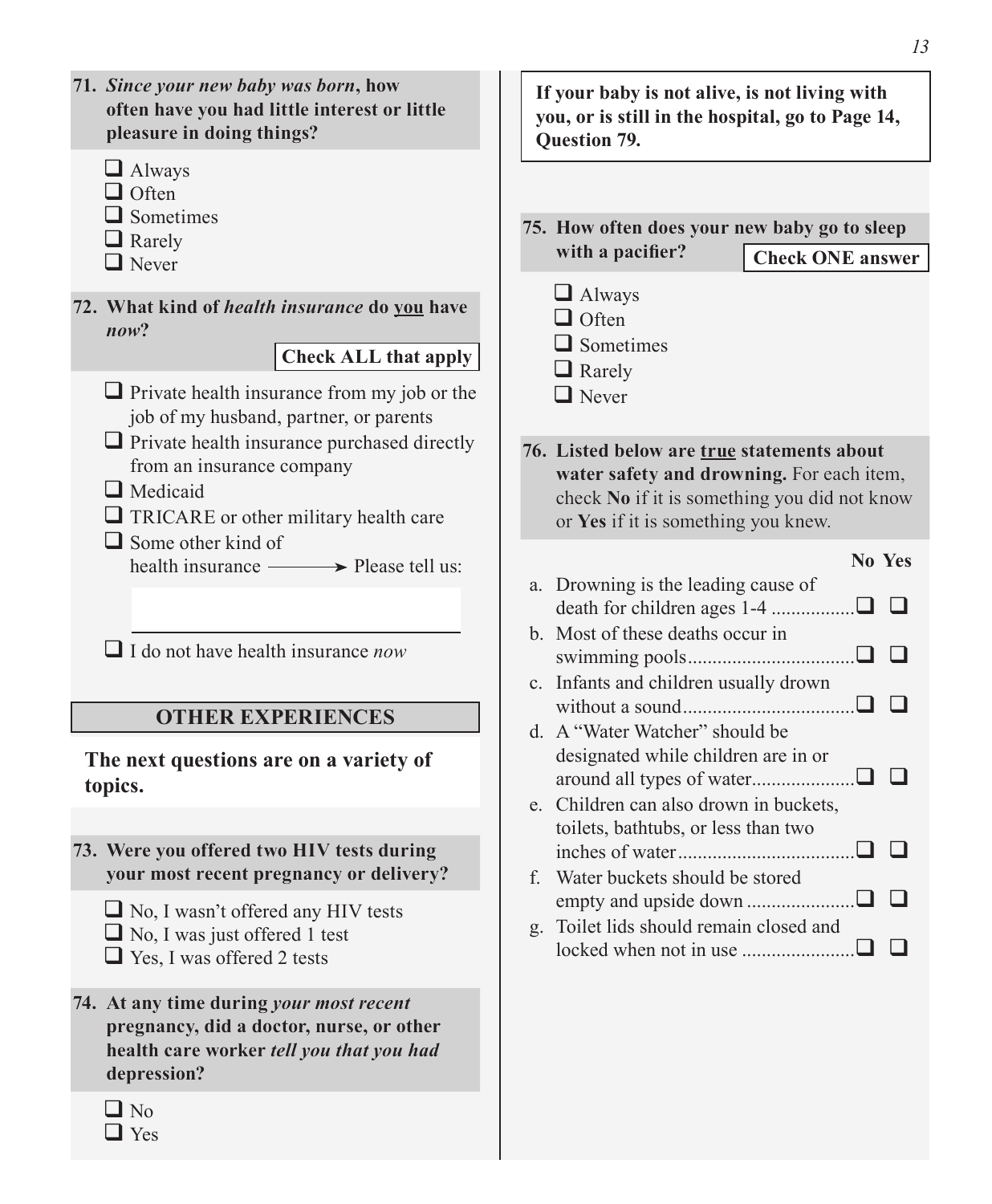**71.** ***Since your new baby was born*, how often have you had little interest or little pleasure in doing things?**

- ☐ Always
- ☐ Often
- ☐ Sometimes
- ☐ Rarely
- ☐ Never

**72. What kind of *health insurance* do <u>you</u> have *now*?**

**Check ALL that apply**

- ☐ Private health insurance from my job or the job of my husband, partner, or parents
- ☐ Private health insurance purchased directly from an insurance company
- ☐ Medicaid
- ☐ TRICARE or other military health care
- ☐ Some other kind of health insurance ⟶ Please tell us: ____________________
- ☐ I do not have health insurance *now*

## OTHER EXPERIENCES

**The next questions are on a variety of topics.**

**73. Were you offered two HIV tests during your most recent pregnancy or delivery?**

- ☐ No, I wasn't offered any HIV tests
- ☐ No, I was just offered 1 test
- ☐ Yes, I was offered 2 tests

**74. At any time during *your most recent* pregnancy, did a doctor, nurse, or other health care worker *tell you that you had* depression?**

- ☐ No
- ☐ Yes

**If your baby is not alive, is not living with you, or is still in the hospital, go to Page 14, Question 79.**

**75. How often does your new baby go to sleep with a pacifier?**

**Check ONE answer**

- ☐ Always
- ☐ Often
- ☐ Sometimes
- ☐ Rarely
- ☐ Never

**76. Listed below are <u>true</u> statements about water safety and drowning.** For each item, check **No** if it is something you did not know or **Yes** if it is something you knew.

| | No | Yes |
|---|---|---|
| a. Drowning is the leading cause of death for children ages 1-4 | ☐ | ☐ |
| b. Most of these deaths occur in swimming pools | ☐ | ☐ |
| c. Infants and children usually drown without a sound | ☐ | ☐ |
| d. A "Water Watcher" should be designated while children are in or around all types of water | ☐ | ☐ |
| e. Children can also drown in buckets, toilets, bathtubs, or less than two inches of water | ☐ | ☐ |
| f. Water buckets should be stored empty and upside down | ☐ | ☐ |
| g. Toilet lids should remain closed and locked when not in use | ☐ | ☐ |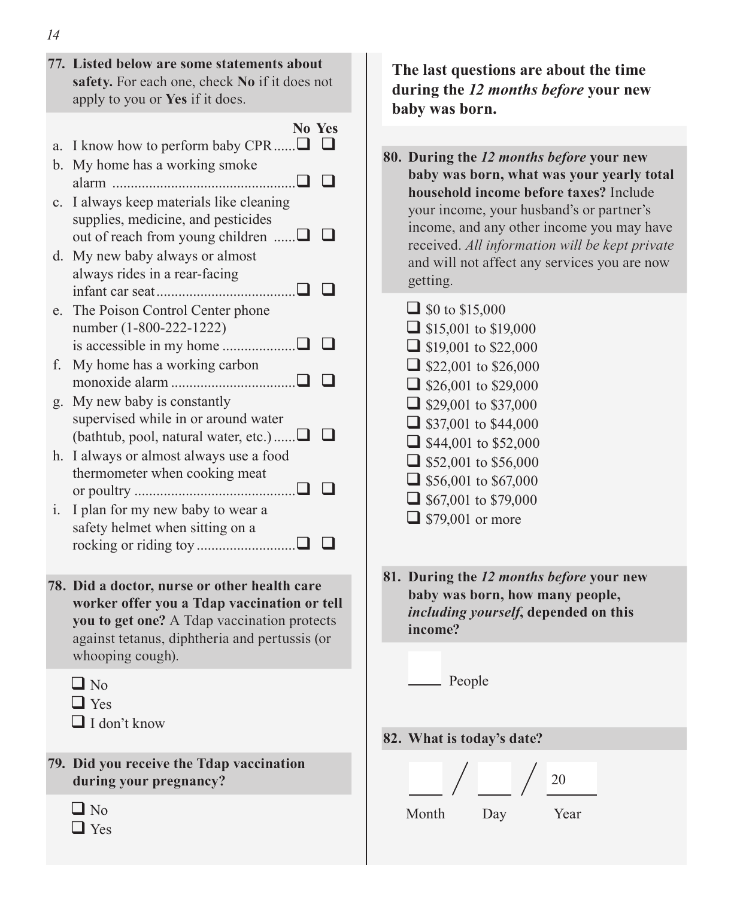**77. Listed below are some statements about safety.** For each one, check **No** if it does not apply to you or **Yes** if it does.

| | No | Yes |
|---|---|---|
| a. I know how to perform baby CPR | ❑ | ❑ |
| b. My home has a working smoke alarm | ❑ | ❑ |
| c. I always keep materials like cleaning supplies, medicine, and pesticides out of reach from young children | ❑ | ❑ |
| d. My new baby always or almost always rides in a rear-facing infant car seat | ❑ | ❑ |
| e. The Poison Control Center phone number (1-800-222-1222) is accessible in my home | ❑ | ❑ |
| f. My home has a working carbon monoxide alarm | ❑ | ❑ |
| g. My new baby is constantly supervised while in or around water (bathtub, pool, natural water, etc.) | ❑ | ❑ |
| h. I always or almost always use a food thermometer when cooking meat or poultry | ❑ | ❑ |
| i. I plan for my new baby to wear a safety helmet when sitting on a rocking or riding toy | ❑ | ❑ |

**78. Did a doctor, nurse or other health care worker offer you a Tdap vaccination or tell you to get one?** A Tdap vaccination protects against tetanus, diphtheria and pertussis (or whooping cough).

- ❑ No
- ❑ Yes
- ❑ I don't know

**79. Did you receive the Tdap vaccination during your pregnancy?**

- ❑ No
- ❑ Yes

**The last questions are about the time during the *12 months before* your new baby was born.**

**80. During the *12 months before* your new baby was born, what was your yearly total household income before taxes?** Include your income, your husband's or partner's income, and any other income you may have received. *All information will be kept private* and will not affect any services you are now getting.

- ❑ $0 to $15,000
- ❑ $15,001 to $19,000
- ❑ $19,001 to $22,000
- ❑ $22,001 to $26,000
- ❑ $26,001 to $29,000
- ❑ $29,001 to $37,000
- ❑ $37,001 to $44,000
- ❑ $44,001 to $52,000
- ❑ $52,001 to $56,000
- ❑ $56,001 to $67,000
- ❑ $67,001 to $79,000
- ❑ $79,001 or more

**81. During the *12 months before* your new baby was born, how many people, *including yourself*, depended on this income?**

____ People

**82. What is today's date?**

____ / ____ / 20____

Month Day Year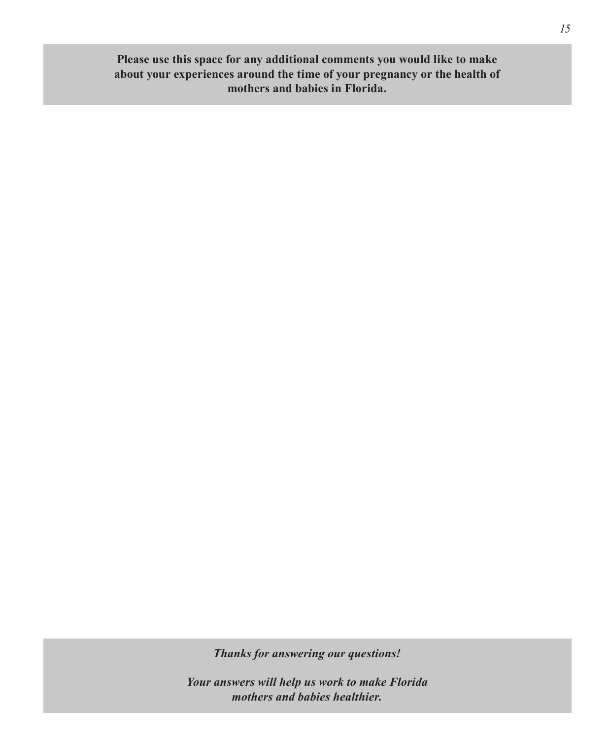**Please use this space for any additional comments you would like to make about your experiences around the time of your pregnancy or the health of mothers and babies in Florida.**

***Thanks for answering our questions!***

***Your answers will help us work to make Florida mothers and babies healthier.***